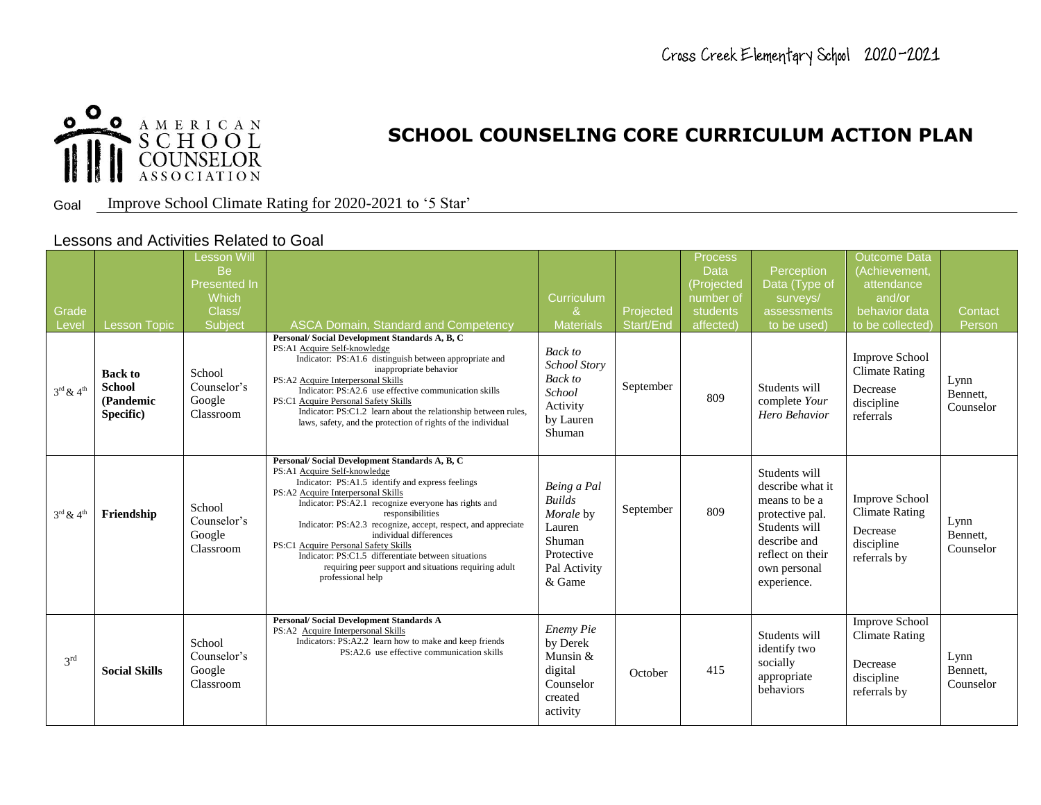Cross Creek Elementary School 2020-2021

AMERICAN SCHOOL COUNSELOR ASSOCIATION

# SCHOOL COUNSELING CORE CURRICULUM ACTION PLAN

Goal: Improve School Climate Rating for 2020-2021 to '5 Star'

## Lessons and Activities Related to Goal

| Grade Level | Lesson Topic | Lesson Will Be Presented In Which Class/ Subject | ASCA Domain, Standard and Competency | Curriculum & Materials | Projected Start/End | Process Data (Projected number of students affected) | Perception Data (Type of surveys/ assessments to be used) | Outcome Data (Achievement, attendance and/or behavior data to be collected) | Contact Person |
|---|---|---|---|---|---|---|---|---|---|
| 3rd & 4th | **Back to School (Pandemic Specific)** | School Counselor's Google Classroom | **Personal/ Social Development Standards A, B, C**<br>PS:A1 Acquire Self-knowledge<br>Indicator: PS:A1.6 distinguish between appropriate and inappropriate behavior<br>PS:A2 Acquire Interpersonal Skills<br>Indicator: PS:A2.6 use effective communication skills<br>PS:C1 Acquire Personal Safety Skills<br>Indicator: PS:C1.2 learn about the relationship between rules, laws, safety, and the protection of rights of the individual | *Back to School Story Back to School* Activity by Lauren Shuman | September | 809 | Students will complete *Your Hero Behavior* | Improve School Climate Rating<br>Decrease discipline referrals | Lynn Bennett, Counselor |
| 3rd & 4th | **Friendship** | School Counselor's Google Classroom | **Personal/ Social Development Standards A, B, C**<br>PS:A1 Acquire Self-knowledge<br>Indicator: PS:A1.5 identify and express feelings<br>PS:A2 Acquire Interpersonal Skills<br>Indicator: PS:A2.1 recognize everyone has rights and responsibilities<br>Indicator: PS:A2.3 recognize, accept, respect, and appreciate individual differences<br>PS:C1 Acquire Personal Safety Skills<br>Indicator: PS:C1.5 differentiate between situations requiring peer support and situations requiring adult professional help | *Being a Pal Builds Morale* by Lauren Shuman Protective Pal Activity & Game | September | 809 | Students will describe what it means to be a protective pal. Students will describe and reflect on their own personal experience. | Improve School Climate Rating<br>Decrease discipline referrals by | Lynn Bennett, Counselor |
| 3rd | **Social Skills** | School Counselor's Google Classroom | **Personal/ Social Development Standards A**<br>PS:A2 Acquire Interpersonal Skills<br>Indicators: PS:A2.2 learn how to make and keep friends<br>PS:A2.6 use effective communication skills | *Enemy Pie* by Derek Munsin & digital Counselor created activity | October | 415 | Students will identify two socially appropriate behaviors | Improve School Climate Rating<br>Decrease discipline referrals by | Lynn Bennett, Counselor |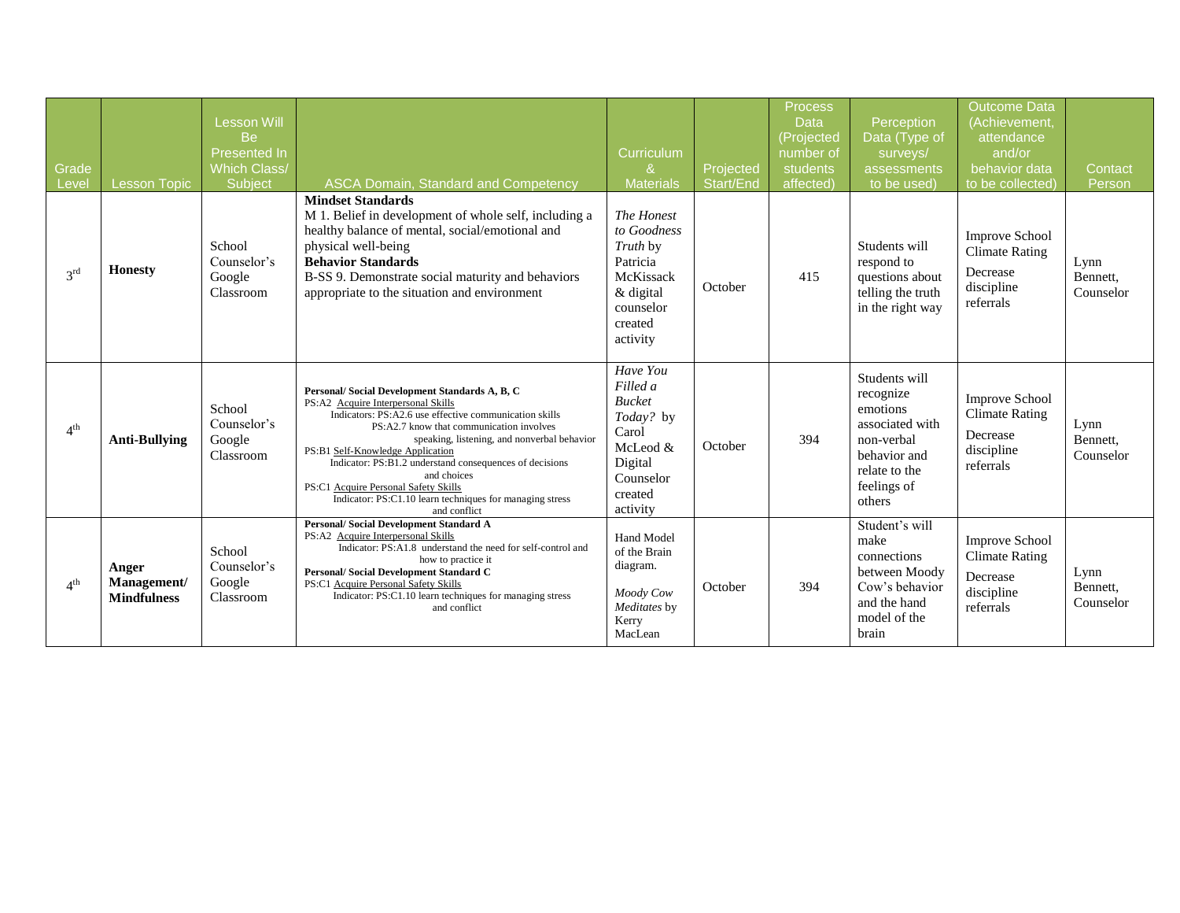| Grade Level | Lesson Topic | Lesson Will Be Presented In Which Class/ Subject | ASCA Domain, Standard and Competency | Curriculum & Materials | Projected Start/End | Process Data (Projected number of students affected) | Perception Data (Type of surveys/ assessments to be used) | Outcome Data (Achievement, attendance and/or behavior data to be collected) | Contact Person |
|---|---|---|---|---|---|---|---|---|---|
| 3rd | **Honesty** | School Counselor's Google Classroom | **Mindset Standards**<br>M 1. Belief in development of whole self, including a healthy balance of mental, social/emotional and physical well-being<br>**Behavior Standards**<br>B-SS 9. Demonstrate social maturity and behaviors appropriate to the situation and environment | *The Honest to Goodness Truth* by Patricia McKissack & digital counselor created activity | October | 415 | Students will respond to questions about telling the truth in the right way | Improve School Climate Rating<br>Decrease discipline referrals | Lynn Bennett, Counselor |
| 4th | **Anti-Bullying** | School Counselor's Google Classroom | **Personal/ Social Development Standards A, B, C**<br>PS:A2 Acquire Interpersonal Skills<br>Indicators: PS:A2.6 use effective communication skills<br>PS:A2.7 know that communication involves speaking, listening, and nonverbal behavior<br>PS:B1 Self-Knowledge Application<br>Indicator: PS:B1.2 understand consequences of decisions and choices<br>PS:C1 Acquire Personal Safety Skills<br>Indicator: PS:C1.10 learn techniques for managing stress and conflict | *Have You Filled a Bucket Today?* by Carol McLeod & Digital Counselor created activity | October | 394 | Students will recognize emotions associated with non-verbal behavior and relate to the feelings of others | Improve School Climate Rating<br>Decrease discipline referrals | Lynn Bennett, Counselor |
| 4th | **Anger Management/ Mindfulness** | School Counselor's Google Classroom | **Personal/ Social Development Standard A**<br>PS:A2 Acquire Interpersonal Skills<br>Indicator: PS:A1.8 understand the need for self-control and how to practice it<br>**Personal/ Social Development Standard C**<br>PS:C1 Acquire Personal Safety Skills<br>Indicator: PS:C1.10 learn techniques for managing stress and conflict | Hand Model of the Brain diagram.<br>*Moody Cow Meditates* by Kerry MacLean | October | 394 | Student's will make connections between Moody Cow's behavior and the hand model of the brain | Improve School Climate Rating<br>Decrease discipline referrals | Lynn Bennett, Counselor |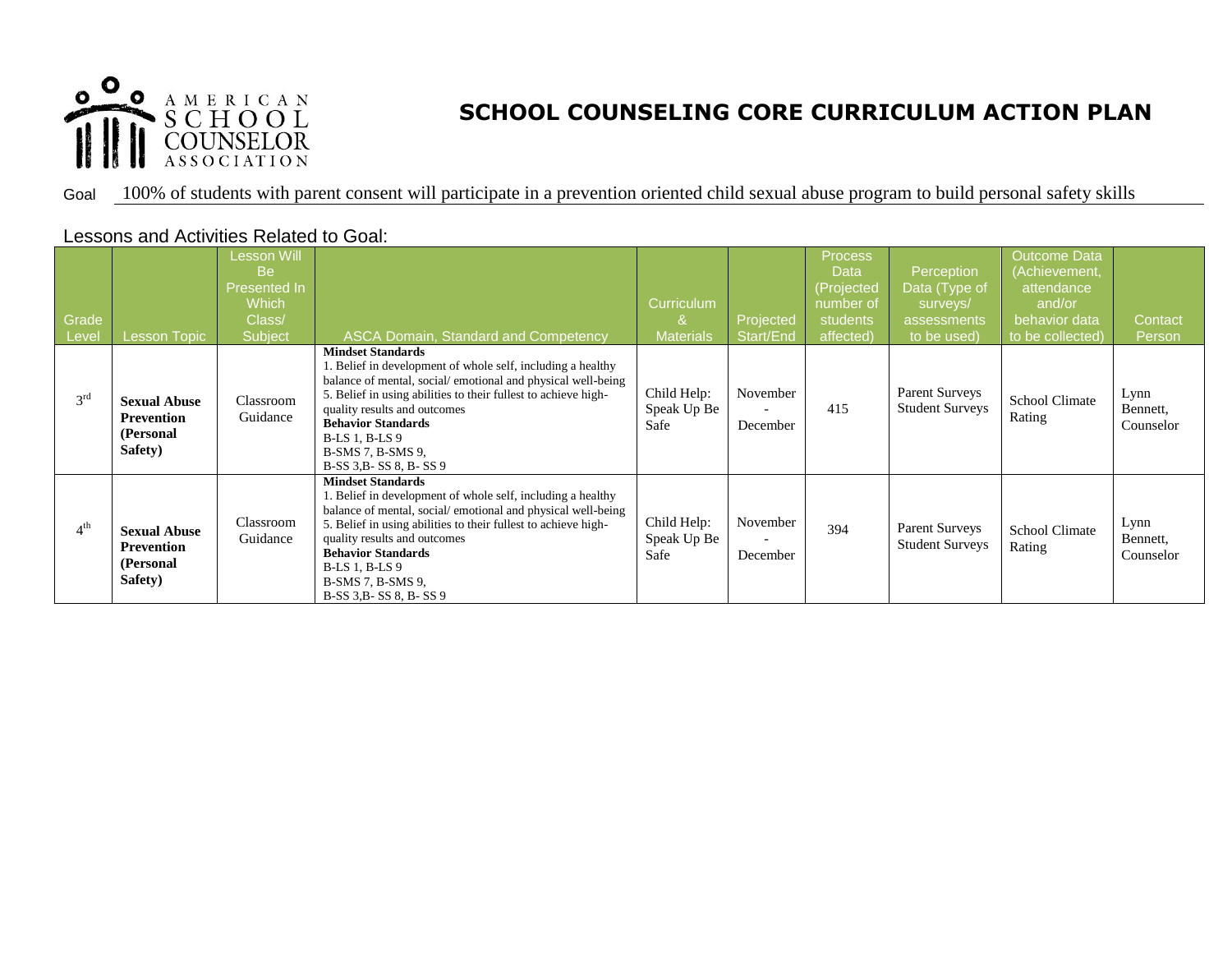# SCHOOL COUNSELING CORE CURRICULUM ACTION PLAN

Goal 100% of students with parent consent will participate in a prevention oriented child sexual abuse program to build personal safety skills

## Lessons and Activities Related to Goal:

| Grade Level | Lesson Topic | Lesson Will Be Presented In Which Class/ Subject | ASCA Domain, Standard and Competency | Curriculum & Materials | Projected Start/End | Process Data (Projected number of students affected) | Perception Data (Type of surveys/ assessments to be used) | Outcome Data (Achievement, attendance and/or behavior data to be collected) | Contact Person |
|---|---|---|---|---|---|---|---|---|---|
| 3rd | **Sexual Abuse Prevention (Personal Safety)** | Classroom Guidance | **Mindset Standards**<br>1. Belief in development of whole self, including a healthy balance of mental, social/ emotional and physical well-being<br>5. Belief in using abilities to their fullest to achieve high-quality results and outcomes<br>**Behavior Standards**<br>B-LS 1, B-LS 9<br>B-SMS 7, B-SMS 9,<br>B-SS 3,B- SS 8, B- SS 9 | Child Help: Speak Up Be Safe | November - December | 415 | Parent Surveys<br>Student Surveys | School Climate Rating | Lynn Bennett, Counselor |
| 4th | **Sexual Abuse Prevention (Personal Safety)** | Classroom Guidance | **Mindset Standards**<br>1. Belief in development of whole self, including a healthy balance of mental, social/ emotional and physical well-being<br>5. Belief in using abilities to their fullest to achieve high-quality results and outcomes<br>**Behavior Standards**<br>B-LS 1, B-LS 9<br>B-SMS 7, B-SMS 9,<br>B-SS 3,B- SS 8, B- SS 9 | Child Help: Speak Up Be Safe | November - December | 394 | Parent Surveys<br>Student Surveys | School Climate Rating | Lynn Bennett, Counselor |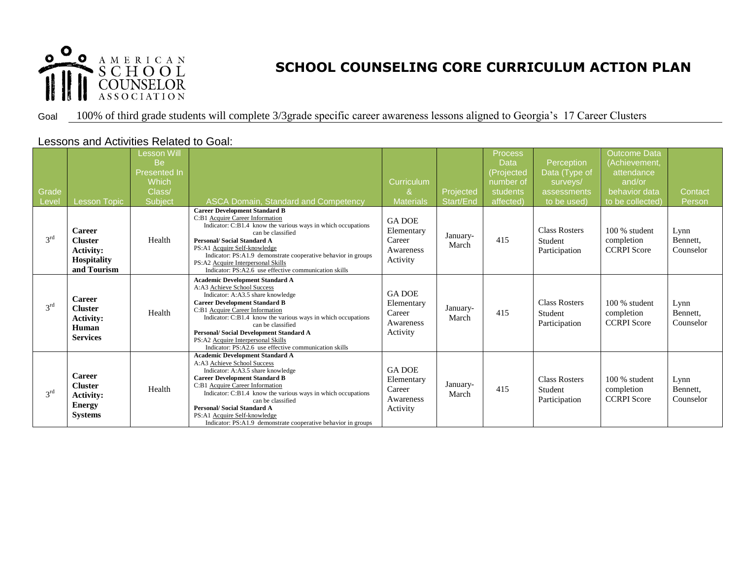AMERICAN SCHOOL COUNSELOR ASSOCIATION

# SCHOOL COUNSELING CORE CURRICULUM ACTION PLAN

Goal 100% of third grade students will complete 3/3grade specific career awareness lessons aligned to Georgia's 17 Career Clusters

## Lessons and Activities Related to Goal:

| Grade Level | Lesson Topic | Lesson Will Be Presented In Which Class/ Subject | ASCA Domain, Standard and Competency | Curriculum & Materials | Projected Start/End | Process Data (Projected number of students affected) | Perception Data (Type of surveys/ assessments to be used) | Outcome Data (Achievement, attendance and/or behavior data to be collected) | Contact Person |
|---|---|---|---|---|---|---|---|---|---|
| 3rd | **Career Cluster Activity: Hospitality and Tourism** | Health | **Career Development Standard B**<br>C:B1 Acquire Career Information<br>Indicator: C:B1.4 know the various ways in which occupations can be classified<br>**Personal/ Social Standard A**<br>PS:A1 Acquire Self-knowledge<br>Indicator: PS:A1.9 demonstrate cooperative behavior in groups<br>PS:A2 Acquire Interpersonal Skills<br>Indicator: PS:A2.6 use effective communication skills | GA DOE Elementary Career Awareness Activity | January-March | 415 | Class Rosters Student Participation | 100 % student completion CCRPI Score | Lynn Bennett, Counselor |
| 3rd | **Career Cluster Activity: Human Services** | Health | **Academic Development Standard A**<br>A:A3 Achieve School Success<br>Indicator: A:A3.5 share knowledge<br>**Career Development Standard B**<br>C:B1 Acquire Career Information<br>Indicator: C:B1.4 know the various ways in which occupations can be classified<br>**Personal/ Social Development Standard A**<br>PS:A2 Acquire Interpersonal Skills<br>Indicator: PS:A2.6 use effective communication skills | GA DOE Elementary Career Awareness Activity | January-March | 415 | Class Rosters Student Participation | 100 % student completion CCRPI Score | Lynn Bennett, Counselor |
| 3rd | **Career Cluster Activity: Energy Systems** | Health | **Academic Development Standard A**<br>A:A3 Achieve School Success<br>Indicator: A:A3.5 share knowledge<br>**Career Development Standard B**<br>C:B1 Acquire Career Information<br>Indicator: C:B1.4 know the various ways in which occupations can be classified<br>**Personal/ Social Standard A**<br>PS:A1 Acquire Self-knowledge<br>Indicator: PS:A1.9 demonstrate cooperative behavior in groups | GA DOE Elementary Career Awareness Activity | January-March | 415 | Class Rosters Student Participation | 100 % student completion CCRPI Score | Lynn Bennett, Counselor |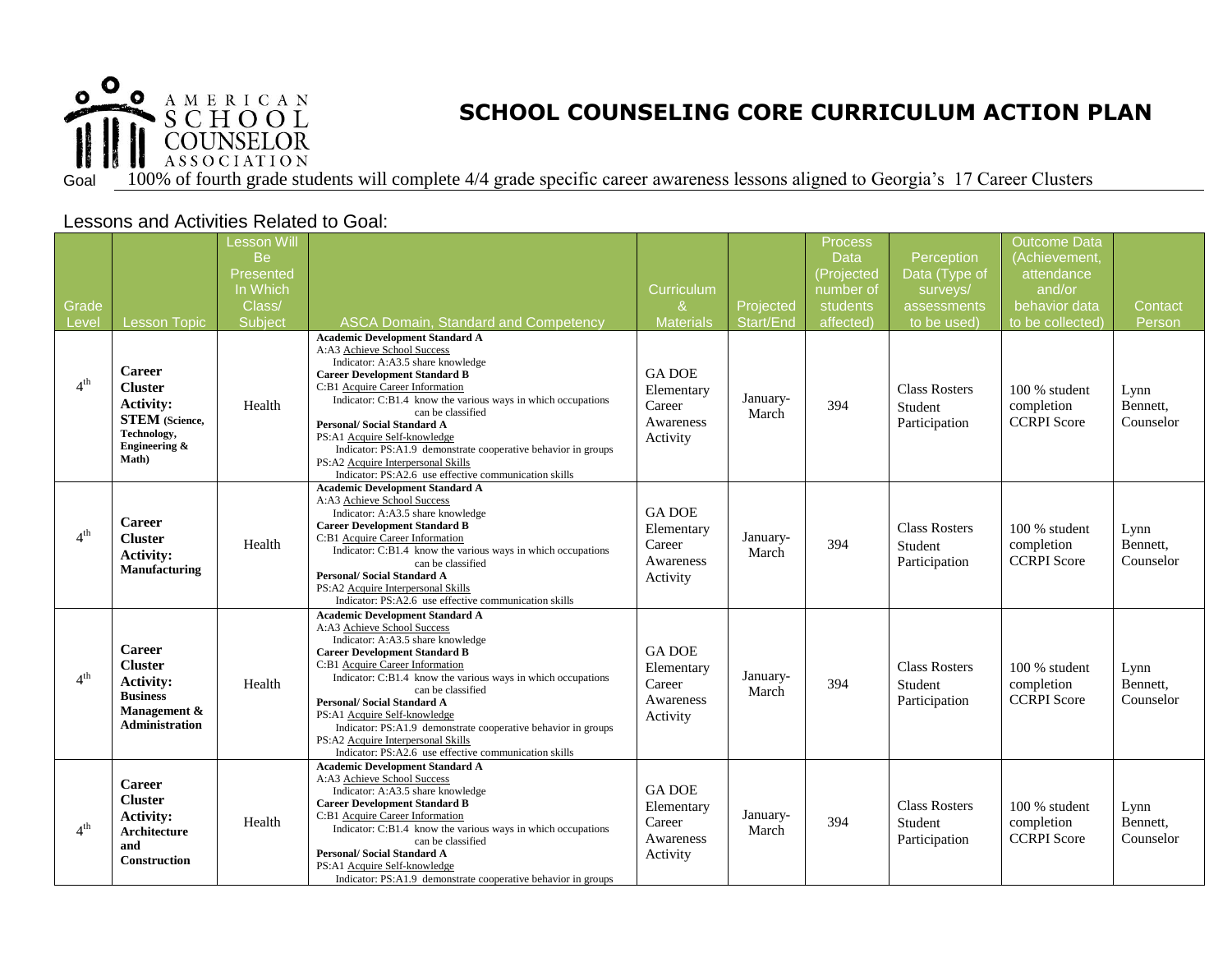AMERICAN SCHOOL COUNSELOR ASSOCIATION

# SCHOOL COUNSELING CORE CURRICULUM ACTION PLAN

Goal 100% of fourth grade students will complete 4/4 grade specific career awareness lessons aligned to Georgia's 17 Career Clusters

Lessons and Activities Related to Goal:

| Grade Level | Lesson Topic | Lesson Will Be Presented In Which Class/ Subject | ASCA Domain, Standard and Competency | Curriculum & Materials | Projected Start/End | Process Data (Projected number of students affected) | Perception Data (Type of surveys/ assessments to be used) | Outcome Data (Achievement, attendance and/or behavior data to be collected) | Contact Person |
|---|---|---|---|---|---|---|---|---|---|
| 4th | **Career Cluster Activity: STEM (Science, Technology, Engineering & Math)** | Health | **Academic Development Standard A**<br>A:A3 Achieve School Success<br>Indicator: A:A3.5 share knowledge<br>**Career Development Standard B**<br>C:B1 Acquire Career Information<br>Indicator: C:B1.4 know the various ways in which occupations can be classified<br>**Personal/ Social Standard A**<br>PS:A1 Acquire Self-knowledge<br>Indicator: PS:A1.9 demonstrate cooperative behavior in groups<br>PS:A2 Acquire Interpersonal Skills<br>Indicator: PS:A2.6 use effective communication skills | GA DOE Elementary Career Awareness Activity | January-March | 394 | Class Rosters Student Participation | 100 % student completion CCRPI Score | Lynn Bennett, Counselor |
| 4th | **Career Cluster Activity: Manufacturing** | Health | **Academic Development Standard A**<br>A:A3 Achieve School Success<br>Indicator: A:A3.5 share knowledge<br>**Career Development Standard B**<br>C:B1 Acquire Career Information<br>Indicator: C:B1.4 know the various ways in which occupations can be classified<br>**Personal/ Social Standard A**<br>PS:A2 Acquire Interpersonal Skills<br>Indicator: PS:A2.6 use effective communication skills | GA DOE Elementary Career Awareness Activity | January-March | 394 | Class Rosters Student Participation | 100 % student completion CCRPI Score | Lynn Bennett, Counselor |
| 4th | **Career Cluster Activity: Business Management & Administration** | Health | **Academic Development Standard A**<br>A:A3 Achieve School Success<br>Indicator: A:A3.5 share knowledge<br>**Career Development Standard B**<br>C:B1 Acquire Career Information<br>Indicator: C:B1.4 know the various ways in which occupations can be classified<br>**Personal/ Social Standard A**<br>PS:A1 Acquire Self-knowledge<br>Indicator: PS:A1.9 demonstrate cooperative behavior in groups<br>PS:A2 Acquire Interpersonal Skills<br>Indicator: PS:A2.6 use effective communication skills | GA DOE Elementary Career Awareness Activity | January-March | 394 | Class Rosters Student Participation | 100 % student completion CCRPI Score | Lynn Bennett, Counselor |
| 4th | **Career Cluster Activity: Architecture and Construction** | Health | **Academic Development Standard A**<br>A:A3 Achieve School Success<br>Indicator: A:A3.5 share knowledge<br>**Career Development Standard B**<br>C:B1 Acquire Career Information<br>Indicator: C:B1.4 know the various ways in which occupations can be classified<br>**Personal/ Social Standard A**<br>PS:A1 Acquire Self-knowledge<br>Indicator: PS:A1.9 demonstrate cooperative behavior in groups | GA DOE Elementary Career Awareness Activity | January-March | 394 | Class Rosters Student Participation | 100 % student completion CCRPI Score | Lynn Bennett, Counselor |